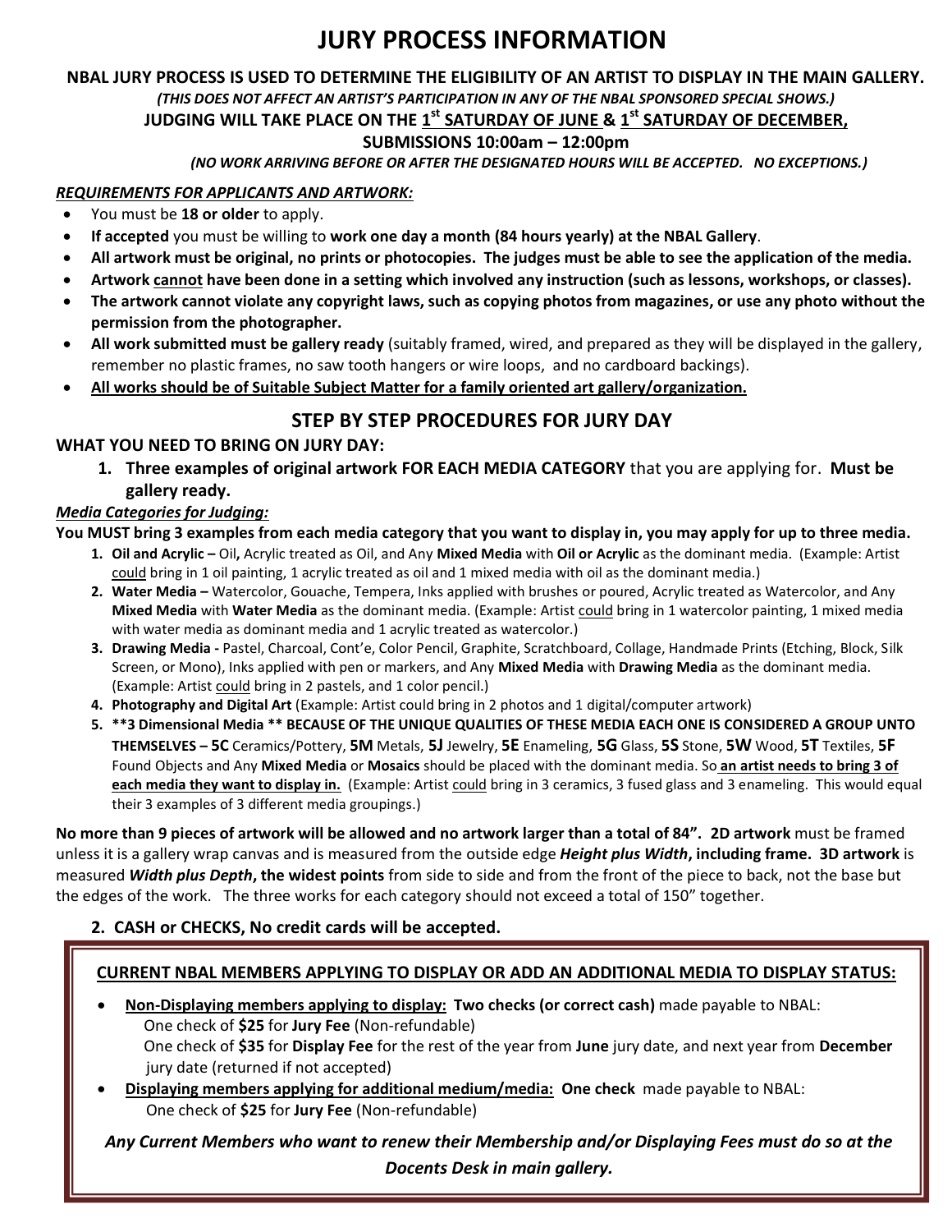# JURY PROCESS INFORMATION

**NBAL JURY PROCESS IS USED TO DETERMINE THE ELIGIBILITY OF AN ARTIST TO DISPLAY IN THE MAIN GALLERY.**

***(THIS DOES NOT AFFECT AN ARTIST'S PARTICIPATION IN ANY OF THE NBAL SPONSORED SPECIAL SHOWS.)***

**JUDGING WILL TAKE PLACE ON THE 1st SATURDAY OF JUNE & 1st SATURDAY OF DECEMBER,**

**SUBMISSIONS 10:00am – 12:00pm**

***(NO WORK ARRIVING BEFORE OR AFTER THE DESIGNATED HOURS WILL BE ACCEPTED. NO EXCEPTIONS.)***

***REQUIREMENTS FOR APPLICANTS AND ARTWORK:***

- You must be **18 or older** to apply.
- **If accepted** you must be willing to **work one day a month (84 hours yearly) at the NBAL Gallery**.
- **All artwork must be original, no prints or photocopies. The judges must be able to see the application of the media.**
- **Artwork cannot have been done in a setting which involved any instruction (such as lessons, workshops, or classes).**
- **The artwork cannot violate any copyright laws, such as copying photos from magazines, or use any photo without the permission from the photographer.**
- **All work submitted must be gallery ready** (suitably framed, wired, and prepared as they will be displayed in the gallery, remember no plastic frames, no saw tooth hangers or wire loops, and no cardboard backings).
- **All works should be of Suitable Subject Matter for a family oriented art gallery/organization.**

## STEP BY STEP PROCEDURES FOR JURY DAY

**WHAT YOU NEED TO BRING ON JURY DAY:**

1. **Three examples of original artwork FOR EACH MEDIA CATEGORY** that you are applying for. **Must be gallery ready.**

***Media Categories for Judging:***

**You MUST bring 3 examples from each media category that you want to display in, you may apply for up to three media.**

1. **Oil and Acrylic –** Oil**,** Acrylic treated as Oil, and Any **Mixed Media** with **Oil or Acrylic** as the dominant media. (Example: Artist could bring in 1 oil painting, 1 acrylic treated as oil and 1 mixed media with oil as the dominant media.)
2. **Water Media –** Watercolor, Gouache, Tempera, Inks applied with brushes or poured, Acrylic treated as Watercolor, and Any **Mixed Media** with **Water Media** as the dominant media. (Example: Artist could bring in 1 watercolor painting, 1 mixed media with water media as dominant media and 1 acrylic treated as watercolor.)
3. **Drawing Media -** Pastel, Charcoal, Cont'e, Color Pencil, Graphite, Scratchboard, Collage, Handmade Prints (Etching, Block, Silk Screen, or Mono), Inks applied with pen or markers, and Any **Mixed Media** with **Drawing Media** as the dominant media. (Example: Artist could bring in 2 pastels, and 1 color pencil.)
4. **Photography and Digital Art** (Example: Artist could bring in 2 photos and 1 digital/computer artwork)
5. **\*\*3 Dimensional Media \*\* BECAUSE OF THE UNIQUE QUALITIES OF THESE MEDIA EACH ONE IS CONSIDERED A GROUP UNTO THEMSELVES – 5C** Ceramics/Pottery, **5M** Metals, **5J** Jewelry, **5E** Enameling, **5G** Glass, **5S** Stone, **5W** Wood, **5T** Textiles, **5F** Found Objects and Any **Mixed Media** or **Mosaics** should be placed with the dominant media. So **an artist needs to bring 3 of each media they want to display in.** (Example: Artist could bring in 3 ceramics, 3 fused glass and 3 enameling. This would equal their 3 examples of 3 different media groupings.)

**No more than 9 pieces of artwork will be allowed and no artwork larger than a total of 84". 2D artwork** must be framed unless it is a gallery wrap canvas and is measured from the outside edge ***Height plus Width*****, including frame. 3D artwork** is measured ***Width plus Depth*****, the widest points** from side to side and from the front of the piece to back, not the base but the edges of the work. The three works for each category should not exceed a total of 150" together.

2. **CASH or CHECKS, No credit cards will be accepted.**

**CURRENT NBAL MEMBERS APPLYING TO DISPLAY OR ADD AN ADDITIONAL MEDIA TO DISPLAY STATUS:**

- **Non-Displaying members applying to display: Two checks (or correct cash)** made payable to NBAL:
  One check of **$25** for **Jury Fee** (Non-refundable)
  One check of **$35** for **Display Fee** for the rest of the year from **June** jury date, and next year from **December** jury date (returned if not accepted)
- **Displaying members applying for additional medium/media: One check** made payable to NBAL:
  One check of **$25** for **Jury Fee** (Non-refundable)

***Any Current Members who want to renew their Membership and/or Displaying Fees must do so at the Docents Desk in main gallery.***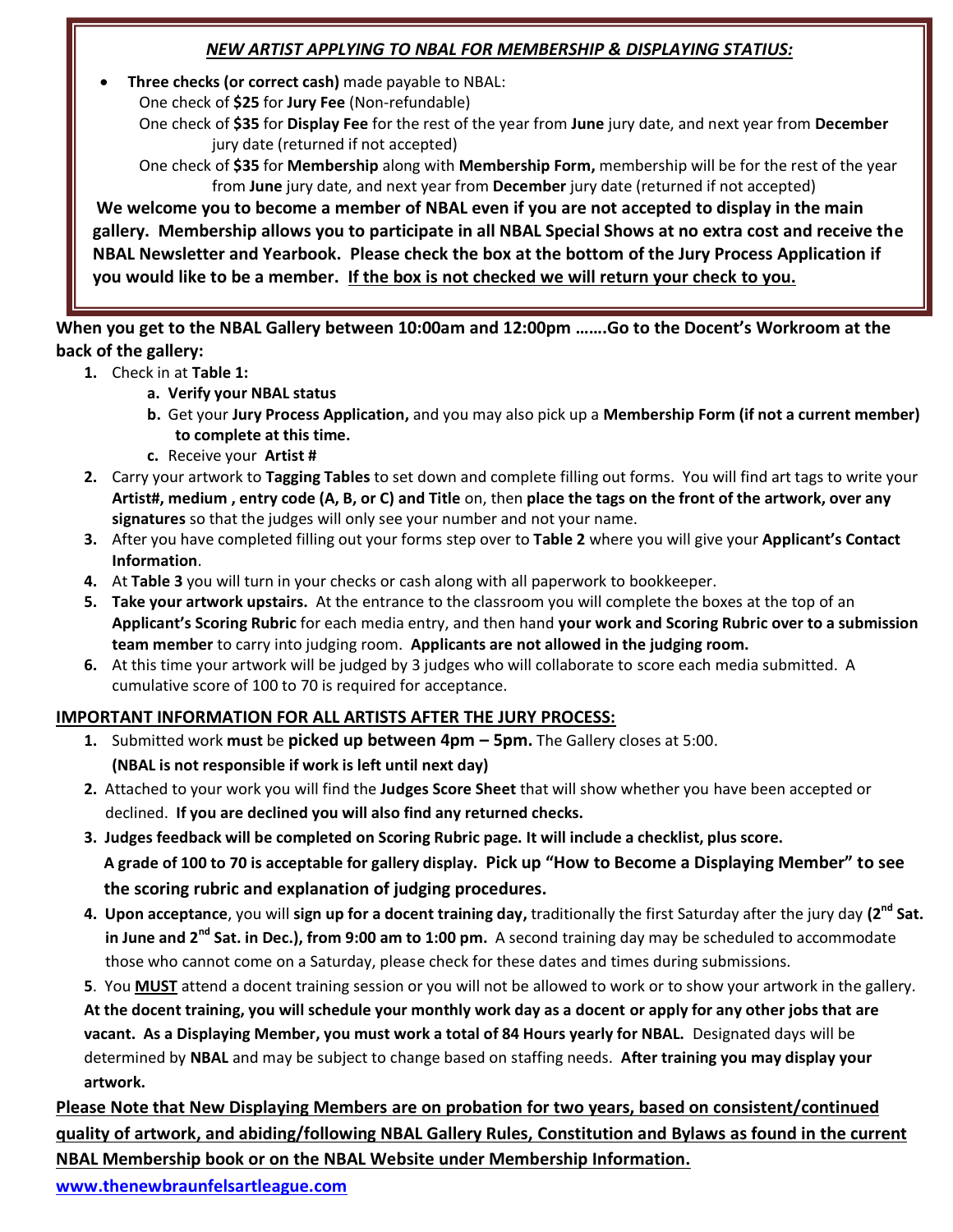***NEW ARTIST APPLYING TO NBAL FOR MEMBERSHIP & DISPLAYING STATIUS:***

- **Three checks (or correct cash)** made payable to NBAL:
  - One check of **$25** for **Jury Fee** (Non-refundable)
  - One check of **$35** for **Display Fee** for the rest of the year from **June** jury date, and next year from **December** jury date (returned if not accepted)
  - One check of **$35** for **Membership** along with **Membership Form,** membership will be for the rest of the year from **June** jury date, and next year from **December** jury date (returned if not accepted)

**We welcome you to become a member of NBAL even if you are not accepted to display in the main gallery. Membership allows you to participate in all NBAL Special Shows at no extra cost and receive the NBAL Newsletter and Yearbook. Please check the box at the bottom of the Jury Process Application if you would like to be a member. <u>If the box is not checked we will return your check to you.</u>**

**When you get to the NBAL Gallery between 10:00am and 12:00pm …….Go to the Docent's Workroom at the back of the gallery:**

1. Check in at **Table 1:**
   a. **Verify your NBAL status**
   b. Get your **Jury Process Application,** and you may also pick up a **Membership Form (if not a current member) to complete at this time.**
   c. Receive your **Artist #**
2. Carry your artwork to **Tagging Tables** to set down and complete filling out forms. You will find art tags to write your **Artist#, medium , entry code (A, B, or C) and Title** on, then **place the tags on the front of the artwork, over any signatures** so that the judges will only see your number and not your name.
3. After you have completed filling out your forms step over to **Table 2** where you will give your **Applicant's Contact Information**.
4. At **Table 3** you will turn in your checks or cash along with all paperwork to bookkeeper.
5. **Take your artwork upstairs.** At the entrance to the classroom you will complete the boxes at the top of an **Applicant's Scoring Rubric** for each media entry, and then hand **your work and Scoring Rubric over to a submission team member** to carry into judging room. **Applicants are not allowed in the judging room.**
6. At this time your artwork will be judged by 3 judges who will collaborate to score each media submitted. A cumulative score of 100 to 70 is required for acceptance.

**<u>IMPORTANT INFORMATION FOR ALL ARTISTS AFTER THE JURY PROCESS:</u>**

1. Submitted work **must** be **picked up between 4pm – 5pm.** The Gallery closes at 5:00. **(NBAL is not responsible if work is left until next day)**
2. Attached to your work you will find the **Judges Score Sheet** that will show whether you have been accepted or declined. **If you are declined you will also find any returned checks.**
3. **Judges feedback will be completed on Scoring Rubric page. It will include a checklist, plus score. A grade of 100 to 70 is acceptable for gallery display. Pick up "How to Become a Displaying Member" to see the scoring rubric and explanation of judging procedures.**
4. **Upon acceptance**, you will **sign up for a docent training day,** traditionally the first Saturday after the jury day **(2nd Sat. in June and 2nd Sat. in Dec.), from 9:00 am to 1:00 pm.** A second training day may be scheduled to accommodate those who cannot come on a Saturday, please check for these dates and times during submissions.
5. You **<u>MUST</u>** attend a docent training session or you will not be allowed to work or to show your artwork in the gallery. **At the docent training, you will schedule your monthly work day as a docent or apply for any other jobs that are vacant. As a Displaying Member, you must work a total of 84 Hours yearly for NBAL.** Designated days will be determined by **NBAL** and may be subject to change based on staffing needs. **After training you may display your artwork.**

**<u>Please Note that New Displaying Members are on probation for two years, based on consistent/continued quality of artwork, and abiding/following NBAL Gallery Rules, Constitution and Bylaws as found in the current NBAL Membership book or on the NBAL Website under Membership Information.</u>**

**www.thenewbraunfelsartleague.com**